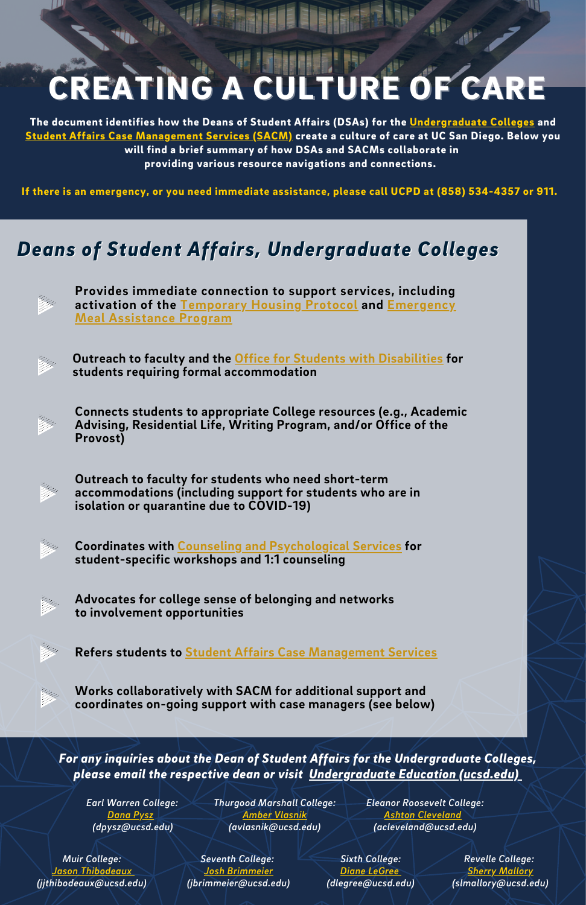# CREATING A CULTURE OF CARE

**The document identifies how the Deans of Student Affairs (DSAs) for the Undergraduate Colleges and Student Affairs Case Management Services (SACM) create a culture of care at UC San Diego. Below you will find a brief summary of how DSAs and SACMs collaborate in providing various resource navigations and connections.**

**If there is an emergency, or you need immediate assistance, please call UCPD at (858) 534-4357 or 911.**

## *Deans of Student Affairs, Undergraduate Colleges*

- **Provides immediate connection to support services, including activation of the Temporary Housing Protocol and Emergency Meal Assistance Program**
- **Outreach to faculty and the Office for Students with Disabilities for students requiring formal accommodation**
- **Connects students to appropriate College resources (e.g., Academic Advising, Residential Life, Writing Program, and/or Office of the Provost)**
- **Outreach to faculty for students who need short-term accommodations (including support for students who are in isolation or quarantine due to COVID-19)**
- **Coordinates with Counseling and Psychological Services for student-specific workshops and 1:1 counseling**
- **Advocates for college sense of belonging and networks to involvement opportunities**
- **Refers students to Student Affairs Case Management Services**
- **Works collaboratively with SACM for additional support and coordinates on-going support with case managers (see below)**

***For any inquiries about the Dean of Student Affairs for the Undergraduate Colleges, please email the respective dean or visit Undergraduate Education (ucsd.edu)***

*Earl Warren College:*
*Dana Pysz*
*(dpysz@ucsd.edu)*

*Thurgood Marshall College:*
*Amber Vlasnik*
*(avlasnik@ucsd.edu)*

*Eleanor Roosevelt College:*
*Ashton Cleveland*
*(acleveland@ucsd.edu)*

*Muir College:*
*Jason Thibodeaux*
*(jjthibodeaux@ucsd.edu)*

*Seventh College:*
*Josh Brimmeier*
*(jbrimmeier@ucsd.edu)*

*Sixth College:*
*Diane LeGree*
*(dlegree@ucsd.edu)*

*Revelle College:*
*Sherry Mallory*
*(slmallory@ucsd.edu)*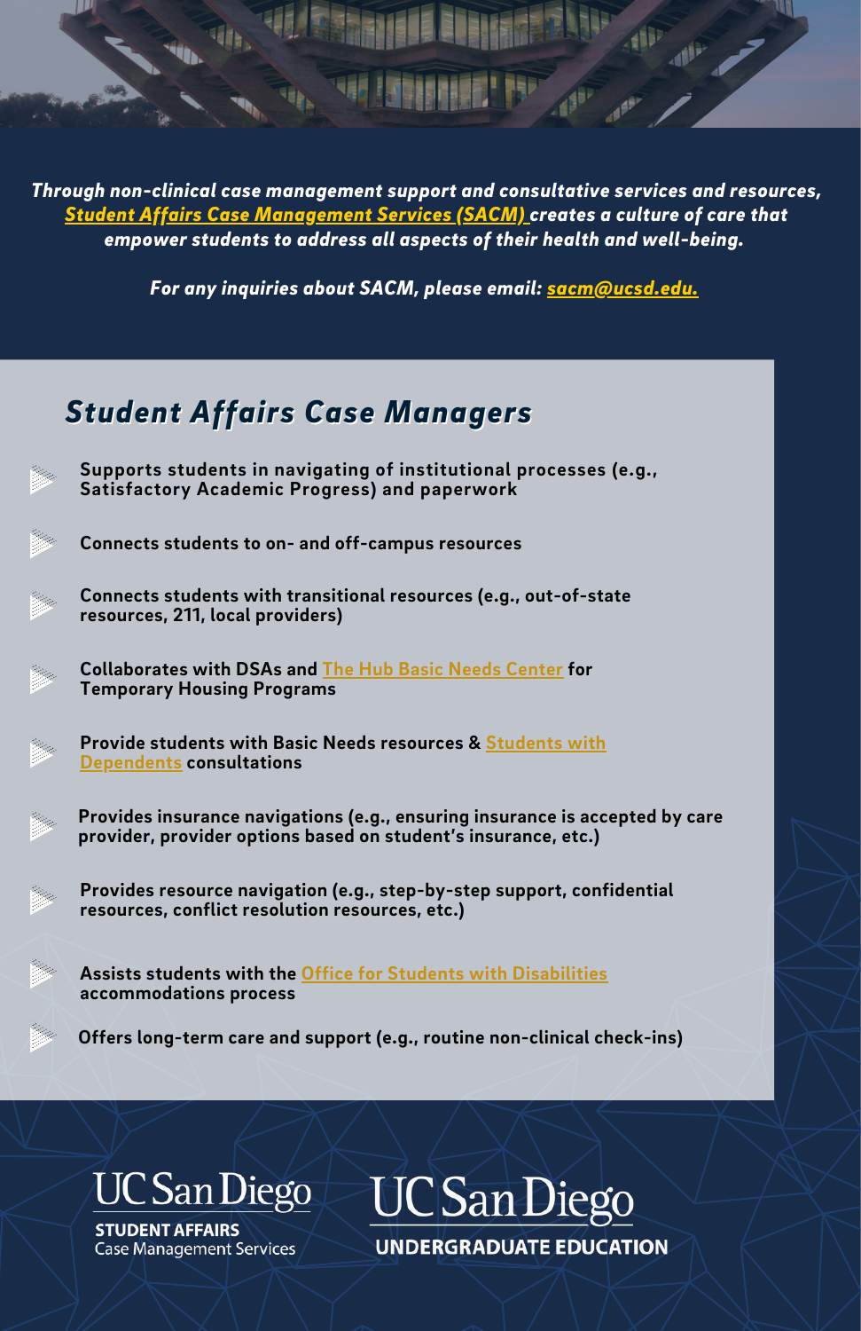***Through non-clinical case management support and consultative services and resources, Student Affairs Case Management Services (SACM) creates a culture of care that empower students to address all aspects of their health and well-being.***

***For any inquiries about SACM, please email: sacm@ucsd.edu.***

## *Student Affairs Case Managers*

- **Supports students in navigating of institutional processes (e.g., Satisfactory Academic Progress) and paperwork**
- **Connects students to on- and off-campus resources**
- **Connects students with transitional resources (e.g., out-of-state resources, 211, local providers)**
- **Collaborates with DSAs and The Hub Basic Needs Center for Temporary Housing Programs**
- **Provide students with Basic Needs resources & Students with Dependents consultations**
- **Provides insurance navigations (e.g., ensuring insurance is accepted by care provider, provider options based on student's insurance, etc.)**
- **Provides resource navigation (e.g., step-by-step support, confidential resources, conflict resolution resources, etc.)**
- **Assists students with the Office for Students with Disabilities accommodations process**
- **Offers long-term care and support (e.g., routine non-clinical check-ins)**

UC San Diego
**STUDENT AFFAIRS**
Case Management Services

UC San Diego
**UNDERGRADUATE EDUCATION**